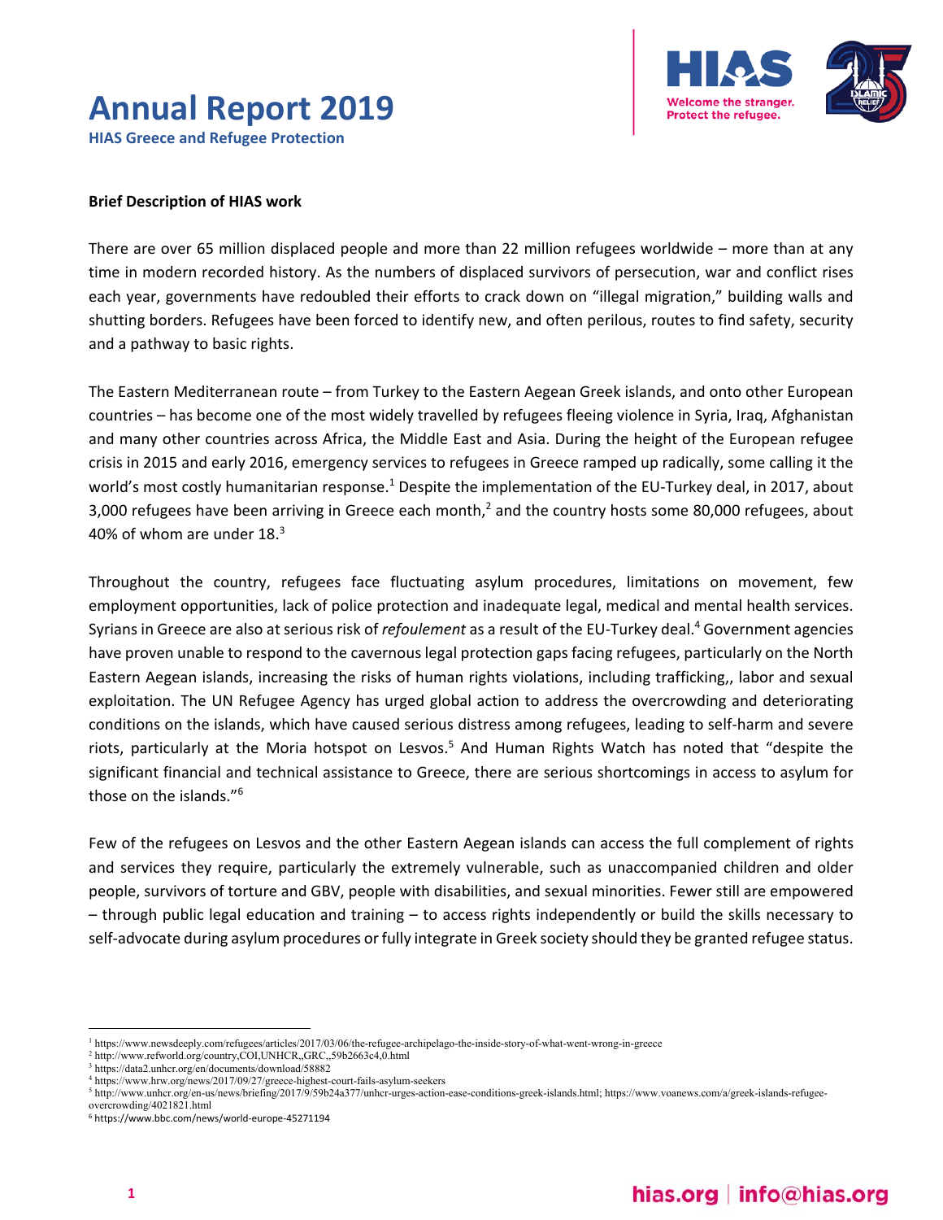# Annual Report 2019

**HIAS Greece and Refugee Protection**

**Brief Description of HIAS work**

There are over 65 million displaced people and more than 22 million refugees worldwide – more than at any time in modern recorded history. As the numbers of displaced survivors of persecution, war and conflict rises each year, governments have redoubled their efforts to crack down on "illegal migration," building walls and shutting borders. Refugees have been forced to identify new, and often perilous, routes to find safety, security and a pathway to basic rights.

The Eastern Mediterranean route – from Turkey to the Eastern Aegean Greek islands, and onto other European countries – has become one of the most widely travelled by refugees fleeing violence in Syria, Iraq, Afghanistan and many other countries across Africa, the Middle East and Asia. During the height of the European refugee crisis in 2015 and early 2016, emergency services to refugees in Greece ramped up radically, some calling it the world's most costly humanitarian response.[1] Despite the implementation of the EU-Turkey deal, in 2017, about 3,000 refugees have been arriving in Greece each month,[2] and the country hosts some 80,000 refugees, about 40% of whom are under 18.[3]

Throughout the country, refugees face fluctuating asylum procedures, limitations on movement, few employment opportunities, lack of police protection and inadequate legal, medical and mental health services. Syrians in Greece are also at serious risk of *refoulement* as a result of the EU-Turkey deal.[4] Government agencies have proven unable to respond to the cavernous legal protection gaps facing refugees, particularly on the North Eastern Aegean islands, increasing the risks of human rights violations, including trafficking,, labor and sexual exploitation. The UN Refugee Agency has urged global action to address the overcrowding and deteriorating conditions on the islands, which have caused serious distress among refugees, leading to self-harm and severe riots, particularly at the Moria hotspot on Lesvos.[5] And Human Rights Watch has noted that "despite the significant financial and technical assistance to Greece, there are serious shortcomings in access to asylum for those on the islands."[6]

Few of the refugees on Lesvos and the other Eastern Aegean islands can access the full complement of rights and services they require, particularly the extremely vulnerable, such as unaccompanied children and older people, survivors of torture and GBV, people with disabilities, and sexual minorities. Fewer still are empowered – through public legal education and training – to access rights independently or build the skills necessary to self-advocate during asylum procedures or fully integrate in Greek society should they be granted refugee status.

---

[1] https://www.newsdeeply.com/refugees/articles/2017/03/06/the-refugee-archipelago-the-inside-story-of-what-went-wrong-in-greece

[2] http://www.refworld.org/country,COI,UNHCR,,GRC,,59b2663c4,0.html

[3] https://data2.unhcr.org/en/documents/download/58882

[4] https://www.hrw.org/news/2017/09/27/greece-highest-court-fails-asylum-seekers

[5] http://www.unhcr.org/en-us/news/briefing/2017/9/59b24a377/unhcr-urges-action-ease-conditions-greek-islands.html; https://www.voanews.com/a/greek-islands-refugee-overcrowding/4021821.html

[6] https://www.bbc.com/news/world-europe-45271194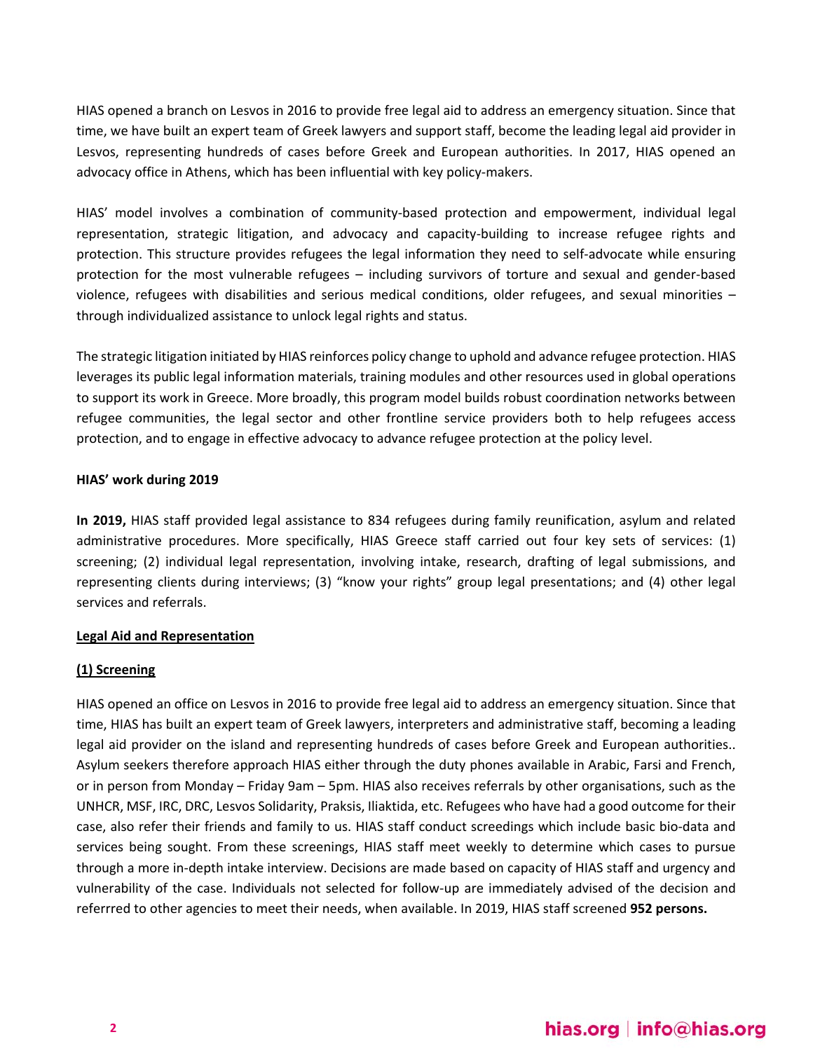HIAS opened a branch on Lesvos in 2016 to provide free legal aid to address an emergency situation. Since that time, we have built an expert team of Greek lawyers and support staff, become the leading legal aid provider in Lesvos, representing hundreds of cases before Greek and European authorities. In 2017, HIAS opened an advocacy office in Athens, which has been influential with key policy-makers.

HIAS' model involves a combination of community-based protection and empowerment, individual legal representation, strategic litigation, and advocacy and capacity-building to increase refugee rights and protection. This structure provides refugees the legal information they need to self-advocate while ensuring protection for the most vulnerable refugees – including survivors of torture and sexual and gender-based violence, refugees with disabilities and serious medical conditions, older refugees, and sexual minorities – through individualized assistance to unlock legal rights and status.

The strategic litigation initiated by HIAS reinforces policy change to uphold and advance refugee protection. HIAS leverages its public legal information materials, training modules and other resources used in global operations to support its work in Greece. More broadly, this program model builds robust coordination networks between refugee communities, the legal sector and other frontline service providers both to help refugees access protection, and to engage in effective advocacy to advance refugee protection at the policy level.

**HIAS' work during 2019**

**In 2019,** HIAS staff provided legal assistance to 834 refugees during family reunification, asylum and related administrative procedures. More specifically, HIAS Greece staff carried out four key sets of services: (1) screening; (2) individual legal representation, involving intake, research, drafting of legal submissions, and representing clients during interviews; (3) "know your rights" group legal presentations; and (4) other legal services and referrals.

**Legal Aid and Representation**

**(1) Screening**

HIAS opened an office on Lesvos in 2016 to provide free legal aid to address an emergency situation. Since that time, HIAS has built an expert team of Greek lawyers, interpreters and administrative staff, becoming a leading legal aid provider on the island and representing hundreds of cases before Greek and European authorities.. Asylum seekers therefore approach HIAS either through the duty phones available in Arabic, Farsi and French, or in person from Monday – Friday 9am – 5pm. HIAS also receives referrals by other organisations, such as the UNHCR, MSF, IRC, DRC, Lesvos Solidarity, Praksis, Iliaktida, etc. Refugees who have had a good outcome for their case, also refer their friends and family to us. HIAS staff conduct screedings which include basic bio-data and services being sought. From these screenings, HIAS staff meet weekly to determine which cases to pursue through a more in-depth intake interview. Decisions are made based on capacity of HIAS staff and urgency and vulnerability of the case. Individuals not selected for follow-up are immediately advised of the decision and referrred to other agencies to meet their needs, when available. In 2019, HIAS staff screened **952 persons.**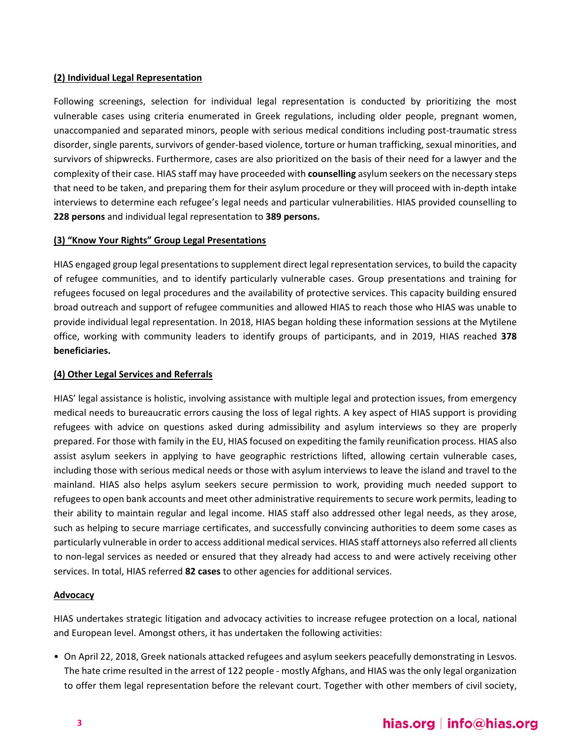**(2) Individual Legal Representation**

Following screenings, selection for individual legal representation is conducted by prioritizing the most vulnerable cases using criteria enumerated in Greek regulations, including older people, pregnant women, unaccompanied and separated minors, people with serious medical conditions including post-traumatic stress disorder, single parents, survivors of gender-based violence, torture or human trafficking, sexual minorities, and survivors of shipwrecks. Furthermore, cases are also prioritized on the basis of their need for a lawyer and the complexity of their case. HIAS staff may have proceeded with **counselling** asylum seekers on the necessary steps that need to be taken, and preparing them for their asylum procedure or they will proceed with in-depth intake interviews to determine each refugee's legal needs and particular vulnerabilities. HIAS provided counselling to **228 persons** and individual legal representation to **389 persons.**

**(3) "Know Your Rights" Group Legal Presentations**

HIAS engaged group legal presentations to supplement direct legal representation services, to build the capacity of refugee communities, and to identify particularly vulnerable cases. Group presentations and training for refugees focused on legal procedures and the availability of protective services. This capacity building ensured broad outreach and support of refugee communities and allowed HIAS to reach those who HIAS was unable to provide individual legal representation. In 2018, HIAS began holding these information sessions at the Mytilene office, working with community leaders to identify groups of participants, and in 2019, HIAS reached **378 beneficiaries.**

**(4) Other Legal Services and Referrals**

HIAS' legal assistance is holistic, involving assistance with multiple legal and protection issues, from emergency medical needs to bureaucratic errors causing the loss of legal rights. A key aspect of HIAS support is providing refugees with advice on questions asked during admissibility and asylum interviews so they are properly prepared. For those with family in the EU, HIAS focused on expediting the family reunification process. HIAS also assist asylum seekers in applying to have geographic restrictions lifted, allowing certain vulnerable cases, including those with serious medical needs or those with asylum interviews to leave the island and travel to the mainland. HIAS also helps asylum seekers secure permission to work, providing much needed support to refugees to open bank accounts and meet other administrative requirements to secure work permits, leading to their ability to maintain regular and legal income. HIAS staff also addressed other legal needs, as they arose, such as helping to secure marriage certificates, and successfully convincing authorities to deem some cases as particularly vulnerable in order to access additional medical services. HIAS staff attorneys also referred all clients to non-legal services as needed or ensured that they already had access to and were actively receiving other services. In total, HIAS referred **82 cases** to other agencies for additional services.

**Advocacy**

HIAS undertakes strategic litigation and advocacy activities to increase refugee protection on a local, national and European level. Amongst others, it has undertaken the following activities:

- On April 22, 2018, Greek nationals attacked refugees and asylum seekers peacefully demonstrating in Lesvos. The hate crime resulted in the arrest of 122 people - mostly Afghans, and HIAS was the only legal organization to offer them legal representation before the relevant court. Together with other members of civil society,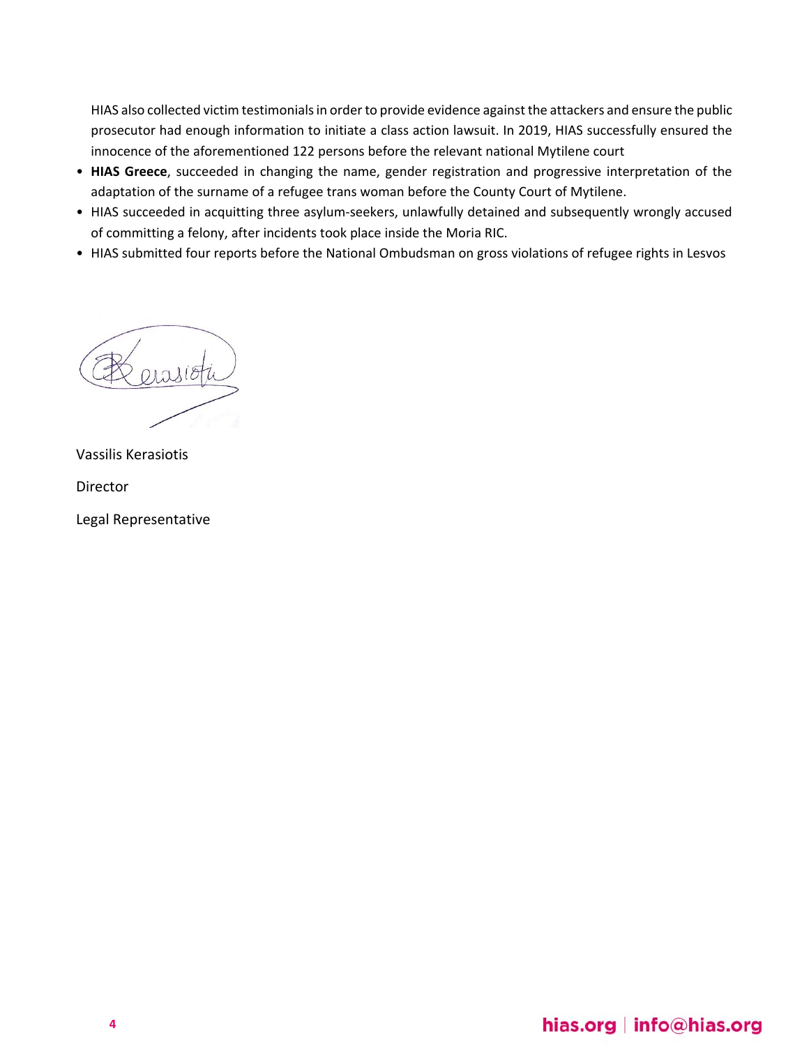HIAS also collected victim testimonials in order to provide evidence against the attackers and ensure the public prosecutor had enough information to initiate a class action lawsuit. In 2019, HIAS successfully ensured the innocence of the aforementioned 122 persons before the relevant national Mytilene court

- **HIAS Greece**, succeeded in changing the name, gender registration and progressive interpretation of the adaptation of the surname of a refugee trans woman before the County Court of Mytilene.
- HIAS succeeded in acquitting three asylum-seekers, unlawfully detained and subsequently wrongly accused of committing a felony, after incidents took place inside the Moria RIC.
- HIAS submitted four reports before the National Ombudsman on gross violations of refugee rights in Lesvos

Vassilis Kerasiotis

Director

Legal Representative